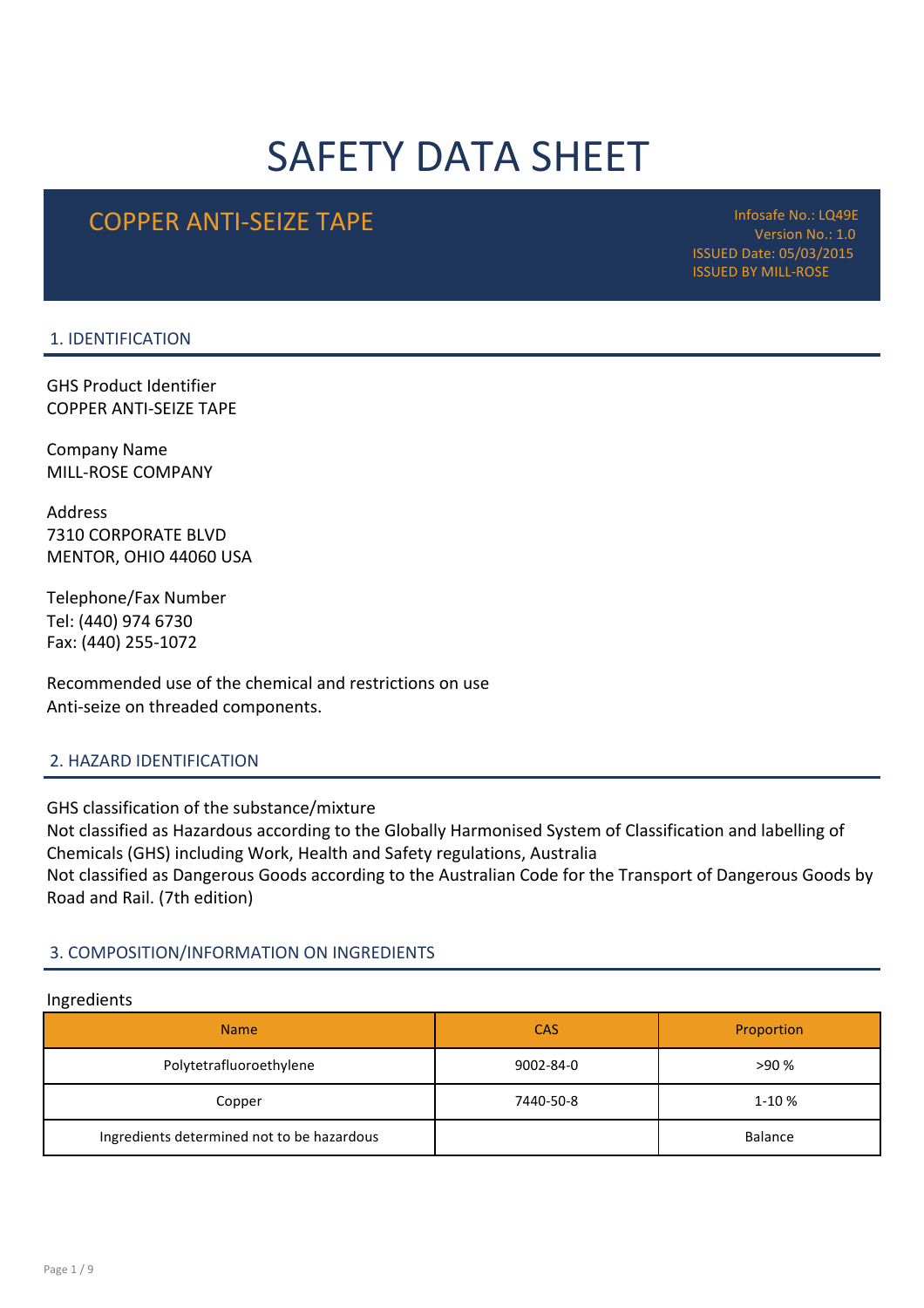# SAFETY DATA SHEET

## COPPER ANTI-SEIZE TAPE

Infosafe No.: LQ49E
Version No.: 1.0
ISSUED Date: 05/03/2015
ISSUED BY MILL-ROSE

## 1. IDENTIFICATION

GHS Product Identifier
COPPER ANTI-SEIZE TAPE

Company Name
MILL-ROSE COMPANY

Address
7310 CORPORATE BLVD
MENTOR, OHIO 44060 USA

Telephone/Fax Number
Tel: (440) 974 6730
Fax: (440) 255-1072

Recommended use of the chemical and restrictions on use
Anti-seize on threaded components.

## 2. HAZARD IDENTIFICATION

GHS classification of the substance/mixture
Not classified as Hazardous according to the Globally Harmonised System of Classification and labelling of Chemicals (GHS) including Work, Health and Safety regulations, Australia
Not classified as Dangerous Goods according to the Australian Code for the Transport of Dangerous Goods by Road and Rail. (7th edition)

## 3. COMPOSITION/INFORMATION ON INGREDIENTS

Ingredients

| Name | CAS | Proportion |
|---|---|---|
| Polytetrafluoroethylene | 9002-84-0 | >90 % |
| Copper | 7440-50-8 | 1-10 % |
| Ingredients determined not to be hazardous | | Balance |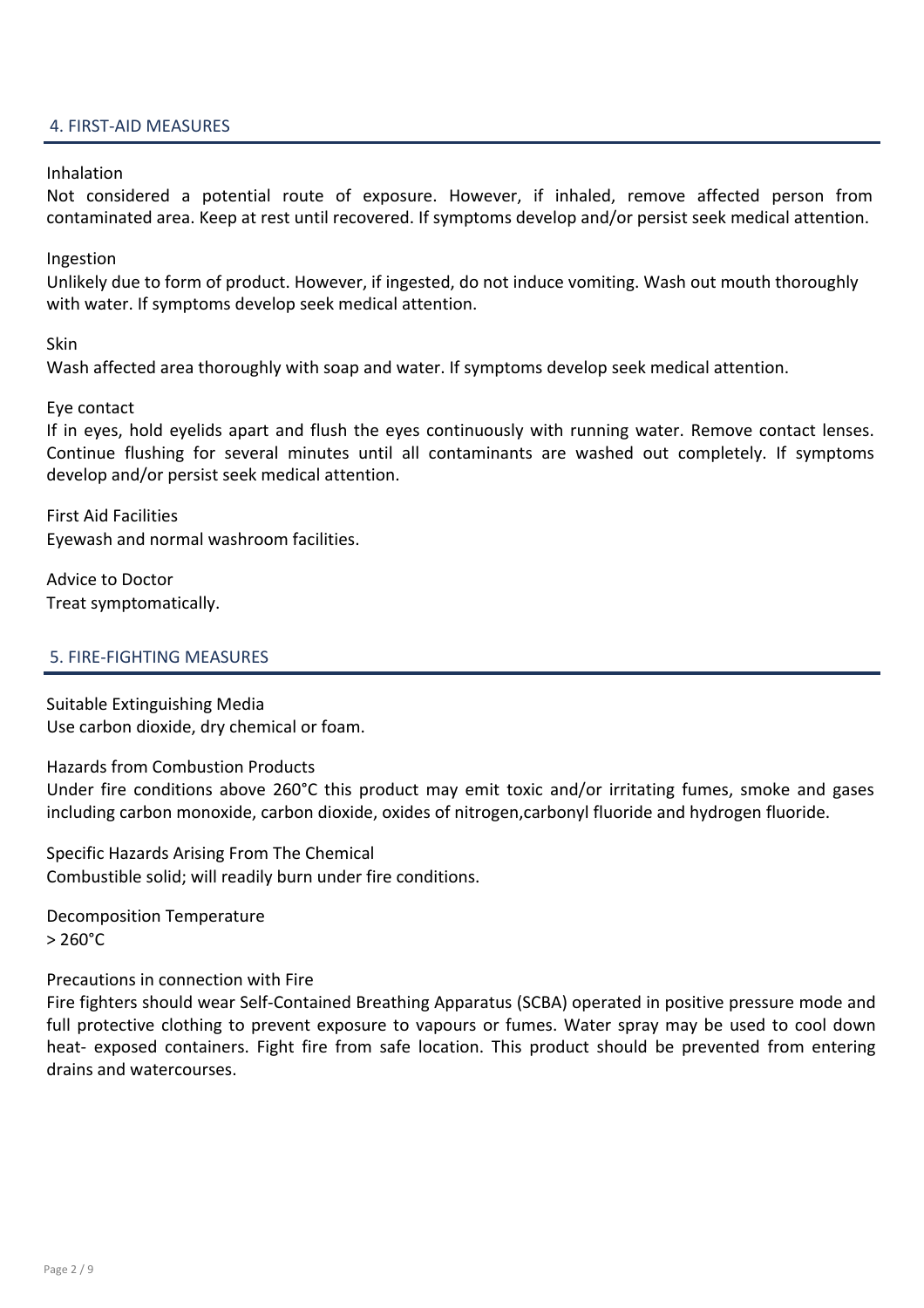## 4. FIRST-AID MEASURES

### Inhalation

Not considered a potential route of exposure. However, if inhaled, remove affected person from contaminated area. Keep at rest until recovered. If symptoms develop and/or persist seek medical attention.

### Ingestion

Unlikely due to form of product. However, if ingested, do not induce vomiting. Wash out mouth thoroughly with water. If symptoms develop seek medical attention.

### Skin

Wash affected area thoroughly with soap and water. If symptoms develop seek medical attention.

### Eye contact

If in eyes, hold eyelids apart and flush the eyes continuously with running water. Remove contact lenses. Continue flushing for several minutes until all contaminants are washed out completely. If symptoms develop and/or persist seek medical attention.

### First Aid Facilities

Eyewash and normal washroom facilities.

### Advice to Doctor

Treat symptomatically.

## 5. FIRE-FIGHTING MEASURES

### Suitable Extinguishing Media

Use carbon dioxide, dry chemical or foam.

### Hazards from Combustion Products

Under fire conditions above 260°C this product may emit toxic and/or irritating fumes, smoke and gases including carbon monoxide, carbon dioxide, oxides of nitrogen,carbonyl fluoride and hydrogen fluoride.

### Specific Hazards Arising From The Chemical

Combustible solid; will readily burn under fire conditions.

### Decomposition Temperature

> 260°C

### Precautions in connection with Fire

Fire fighters should wear Self-Contained Breathing Apparatus (SCBA) operated in positive pressure mode and full protective clothing to prevent exposure to vapours or fumes. Water spray may be used to cool down heat- exposed containers. Fight fire from safe location. This product should be prevented from entering drains and watercourses.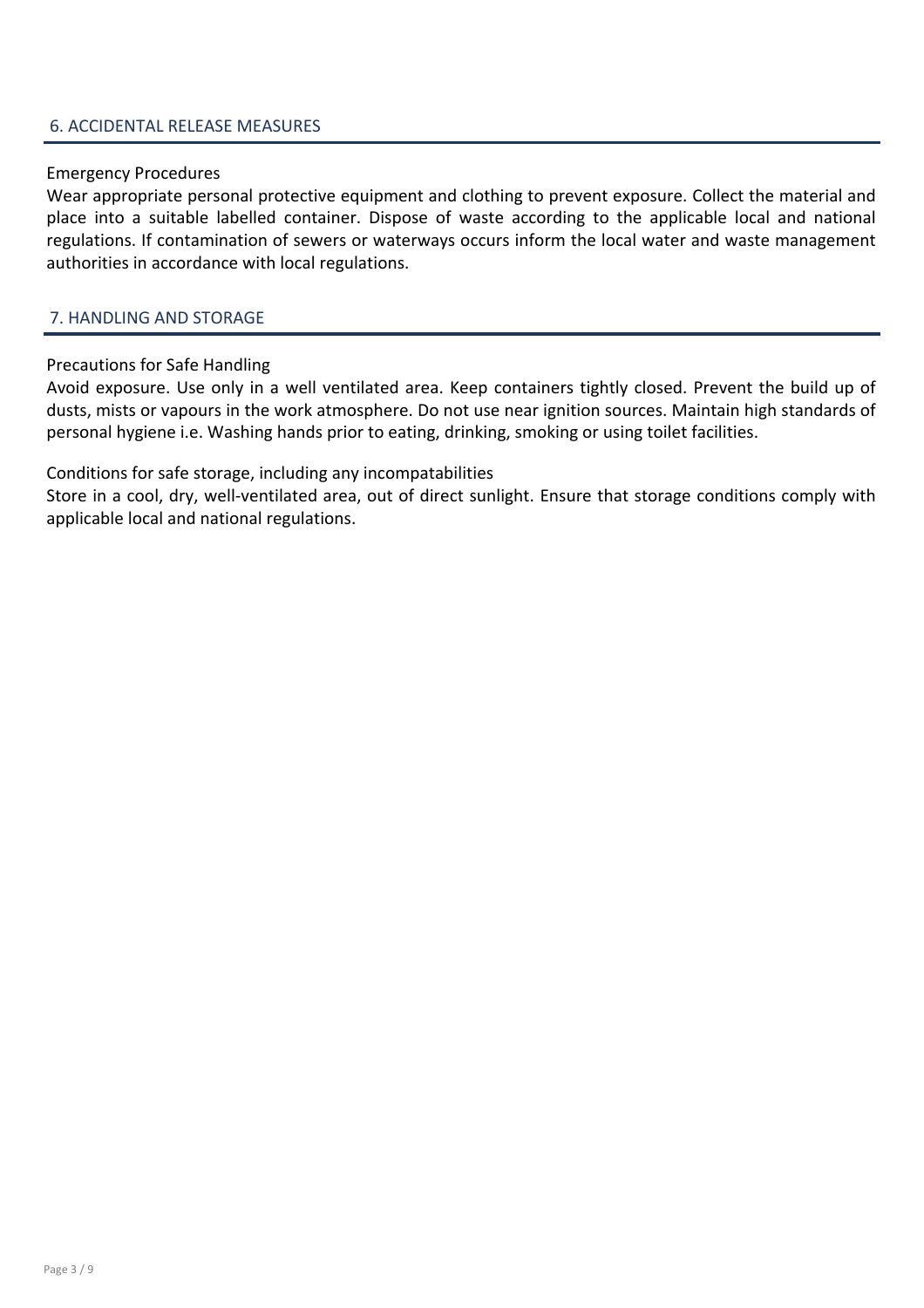## 6. ACCIDENTAL RELEASE MEASURES

### Emergency Procedures

Wear appropriate personal protective equipment and clothing to prevent exposure. Collect the material and place into a suitable labelled container. Dispose of waste according to the applicable local and national regulations. If contamination of sewers or waterways occurs inform the local water and waste management authorities in accordance with local regulations.

## 7. HANDLING AND STORAGE

### Precautions for Safe Handling

Avoid exposure. Use only in a well ventilated area. Keep containers tightly closed. Prevent the build up of dusts, mists or vapours in the work atmosphere. Do not use near ignition sources. Maintain high standards of personal hygiene i.e. Washing hands prior to eating, drinking, smoking or using toilet facilities.

### Conditions for safe storage, including any incompatabilities

Store in a cool, dry, well-ventilated area, out of direct sunlight. Ensure that storage conditions comply with applicable local and national regulations.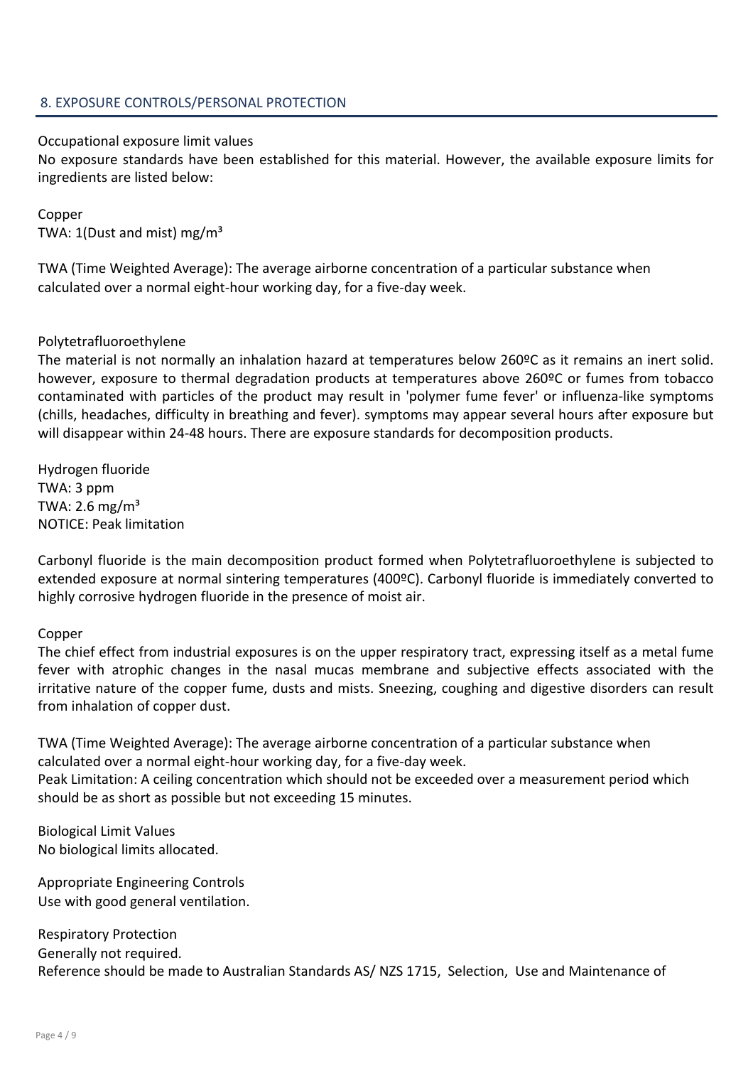## 8. EXPOSURE CONTROLS/PERSONAL PROTECTION

Occupational exposure limit values

No exposure standards have been established for this material. However, the available exposure limits for ingredients are listed below:

Copper

TWA: 1(Dust and mist) mg/m³

TWA (Time Weighted Average): The average airborne concentration of a particular substance when calculated over a normal eight-hour working day, for a five-day week.

Polytetrafluoroethylene

The material is not normally an inhalation hazard at temperatures below 260ºC as it remains an inert solid. however, exposure to thermal degradation products at temperatures above 260ºC or fumes from tobacco contaminated with particles of the product may result in 'polymer fume fever' or influenza-like symptoms (chills, headaches, difficulty in breathing and fever). symptoms may appear several hours after exposure but will disappear within 24-48 hours. There are exposure standards for decomposition products.

Hydrogen fluoride

TWA: 3 ppm

TWA: 2.6 mg/m³

NOTICE: Peak limitation

Carbonyl fluoride is the main decomposition product formed when Polytetrafluoroethylene is subjected to extended exposure at normal sintering temperatures (400ºC). Carbonyl fluoride is immediately converted to highly corrosive hydrogen fluoride in the presence of moist air.

Copper

The chief effect from industrial exposures is on the upper respiratory tract, expressing itself as a metal fume fever with atrophic changes in the nasal mucas membrane and subjective effects associated with the irritative nature of the copper fume, dusts and mists. Sneezing, coughing and digestive disorders can result from inhalation of copper dust.

TWA (Time Weighted Average): The average airborne concentration of a particular substance when calculated over a normal eight-hour working day, for a five-day week.

Peak Limitation: A ceiling concentration which should not be exceeded over a measurement period which should be as short as possible but not exceeding 15 minutes.

Biological Limit Values

No biological limits allocated.

Appropriate Engineering Controls

Use with good general ventilation.

Respiratory Protection

Generally not required.

Reference should be made to Australian Standards AS/ NZS 1715, Selection, Use and Maintenance of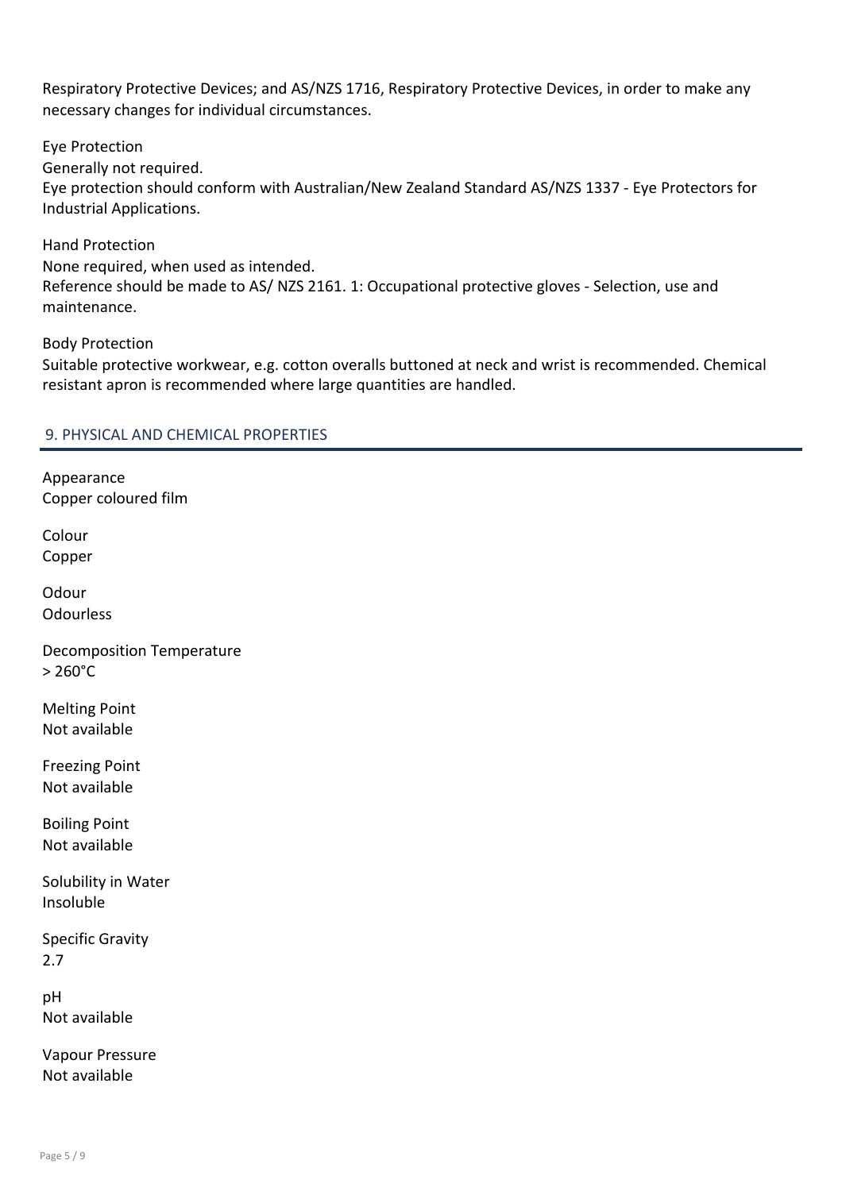Respiratory Protective Devices; and AS/NZS 1716, Respiratory Protective Devices, in order to make any necessary changes for individual circumstances.

Eye Protection
Generally not required.
Eye protection should conform with Australian/New Zealand Standard AS/NZS 1337 - Eye Protectors for Industrial Applications.

Hand Protection
None required, when used as intended.
Reference should be made to AS/ NZS 2161. 1: Occupational protective gloves - Selection, use and maintenance.

Body Protection
Suitable protective workwear, e.g. cotton overalls buttoned at neck and wrist is recommended. Chemical resistant apron is recommended where large quantities are handled.

## 9. PHYSICAL AND CHEMICAL PROPERTIES

Appearance
Copper coloured film

Colour
Copper

Odour
Odourless

Decomposition Temperature
> 260°C

Melting Point
Not available

Freezing Point
Not available

Boiling Point
Not available

Solubility in Water
Insoluble

Specific Gravity
2.7

pH
Not available

Vapour Pressure
Not available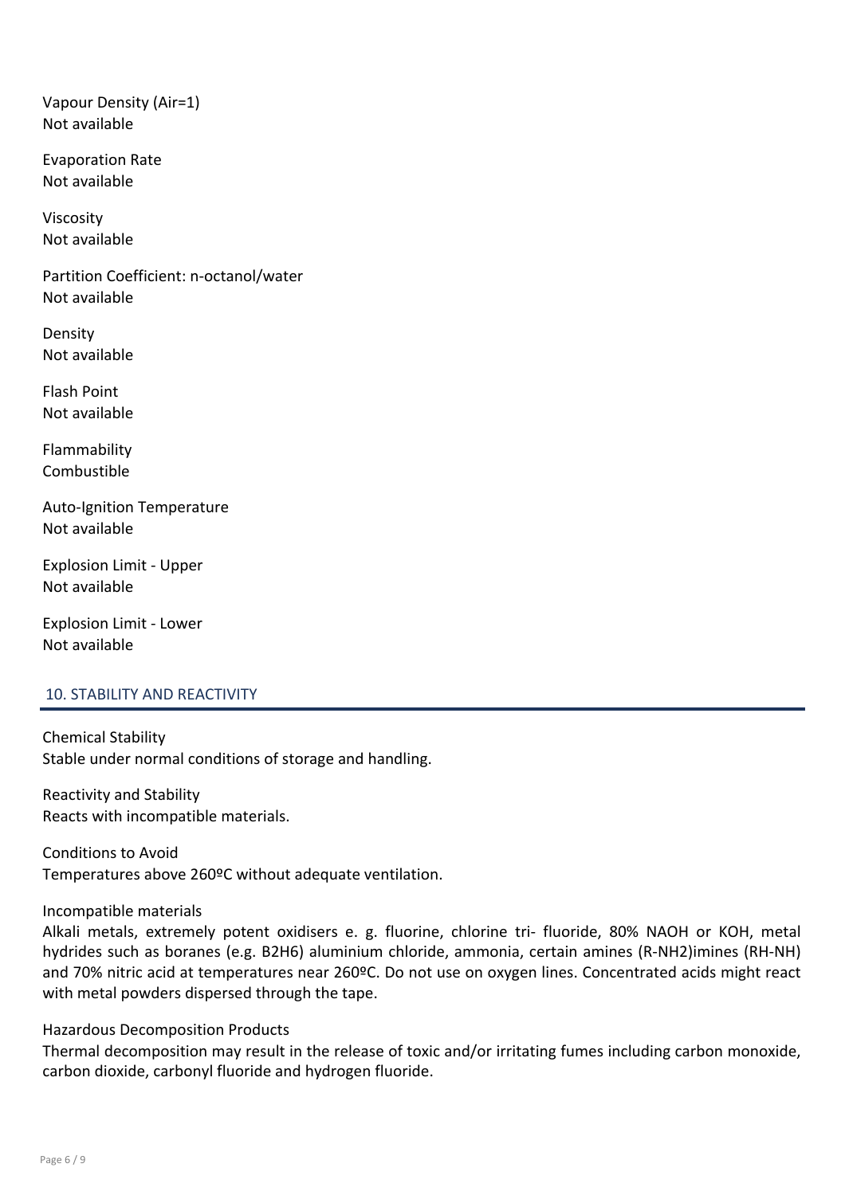Vapour Density (Air=1)
Not available

Evaporation Rate
Not available

Viscosity
Not available

Partition Coefficient: n-octanol/water
Not available

Density
Not available

Flash Point
Not available

Flammability
Combustible

Auto-Ignition Temperature
Not available

Explosion Limit - Upper
Not available

Explosion Limit - Lower
Not available

## 10. STABILITY AND REACTIVITY

Chemical Stability
Stable under normal conditions of storage and handling.

Reactivity and Stability
Reacts with incompatible materials.

Conditions to Avoid
Temperatures above 260ºC without adequate ventilation.

Incompatible materials
Alkali metals, extremely potent oxidisers e. g. fluorine, chlorine tri- fluoride, 80% NAOH or KOH, metal hydrides such as boranes (e.g. $B_2H_6$) aluminium chloride, ammonia, certain amines ($R\text{-}NH_2$)imines (RH-NH) and 70% nitric acid at temperatures near 260ºC. Do not use on oxygen lines. Concentrated acids might react with metal powders dispersed through the tape.

Hazardous Decomposition Products
Thermal decomposition may result in the release of toxic and/or irritating fumes including carbon monoxide, carbon dioxide, carbonyl fluoride and hydrogen fluoride.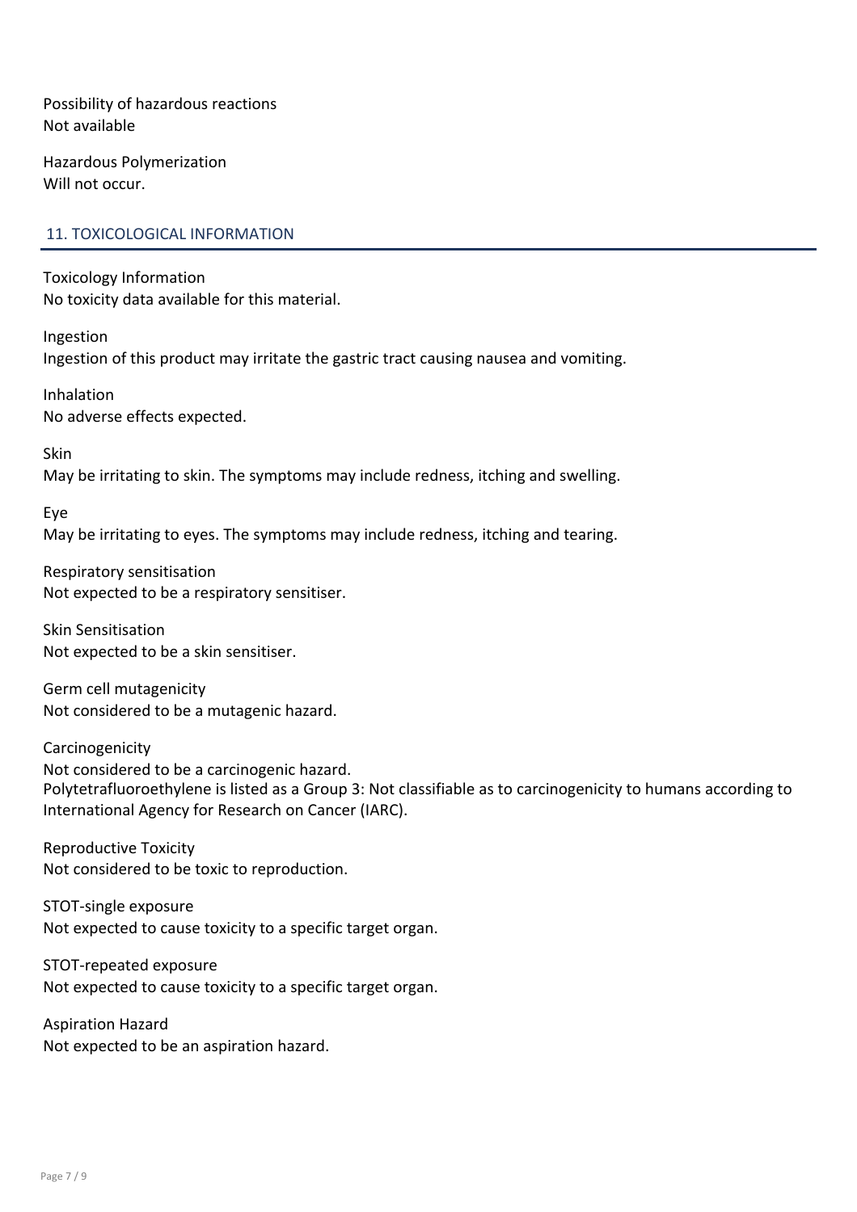Possibility of hazardous reactions
Not available

Hazardous Polymerization
Will not occur.

## 11. TOXICOLOGICAL INFORMATION

Toxicology Information
No toxicity data available for this material.

Ingestion
Ingestion of this product may irritate the gastric tract causing nausea and vomiting.

Inhalation
No adverse effects expected.

Skin
May be irritating to skin. The symptoms may include redness, itching and swelling.

Eye
May be irritating to eyes. The symptoms may include redness, itching and tearing.

Respiratory sensitisation
Not expected to be a respiratory sensitiser.

Skin Sensitisation
Not expected to be a skin sensitiser.

Germ cell mutagenicity
Not considered to be a mutagenic hazard.

Carcinogenicity
Not considered to be a carcinogenic hazard.
Polytetrafluoroethylene is listed as a Group 3: Not classifiable as to carcinogenicity to humans according to International Agency for Research on Cancer (IARC).

Reproductive Toxicity
Not considered to be toxic to reproduction.

STOT-single exposure
Not expected to cause toxicity to a specific target organ.

STOT-repeated exposure
Not expected to cause toxicity to a specific target organ.

Aspiration Hazard
Not expected to be an aspiration hazard.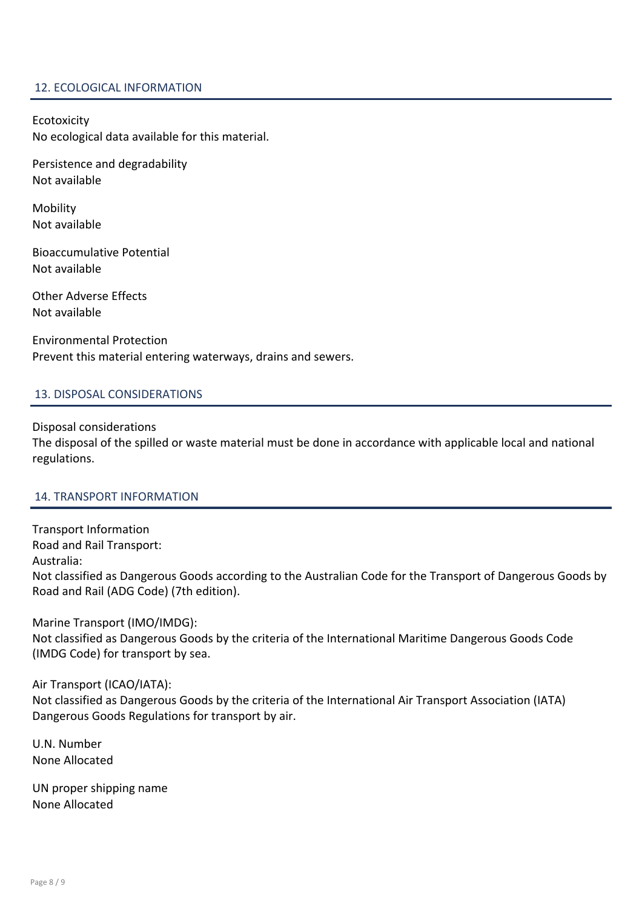## 12. ECOLOGICAL INFORMATION

Ecotoxicity
No ecological data available for this material.

Persistence and degradability
Not available

Mobility
Not available

Bioaccumulative Potential
Not available

Other Adverse Effects
Not available

Environmental Protection
Prevent this material entering waterways, drains and sewers.

## 13. DISPOSAL CONSIDERATIONS

Disposal considerations
The disposal of the spilled or waste material must be done in accordance with applicable local and national regulations.

## 14. TRANSPORT INFORMATION

Transport Information
Road and Rail Transport:
Australia:
Not classified as Dangerous Goods according to the Australian Code for the Transport of Dangerous Goods by Road and Rail (ADG Code) (7th edition).

Marine Transport (IMO/IMDG):
Not classified as Dangerous Goods by the criteria of the International Maritime Dangerous Goods Code (IMDG Code) for transport by sea.

Air Transport (ICAO/IATA):
Not classified as Dangerous Goods by the criteria of the International Air Transport Association (IATA) Dangerous Goods Regulations for transport by air.

U.N. Number
None Allocated

UN proper shipping name
None Allocated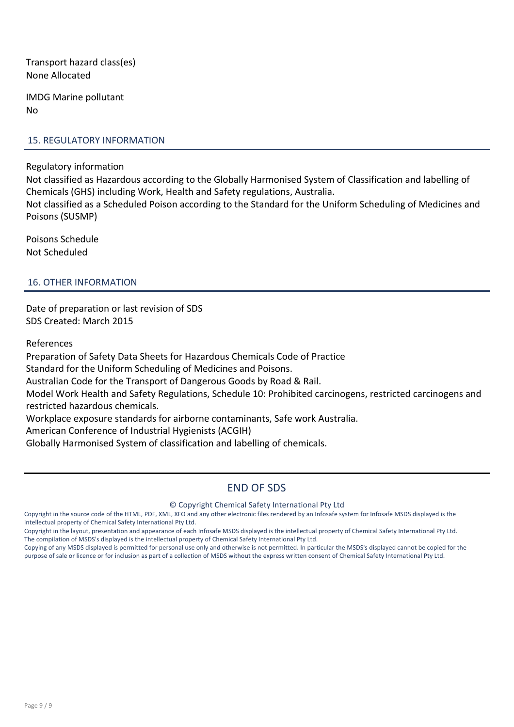Transport hazard class(es)
None Allocated

IMDG Marine pollutant
No

## 15. REGULATORY INFORMATION

Regulatory information
Not classified as Hazardous according to the Globally Harmonised System of Classification and labelling of Chemicals (GHS) including Work, Health and Safety regulations, Australia.
Not classified as a Scheduled Poison according to the Standard for the Uniform Scheduling of Medicines and Poisons (SUSMP)

Poisons Schedule
Not Scheduled

## 16. OTHER INFORMATION

Date of preparation or last revision of SDS
SDS Created: March 2015

References
Preparation of Safety Data Sheets for Hazardous Chemicals Code of Practice
Standard for the Uniform Scheduling of Medicines and Poisons.
Australian Code for the Transport of Dangerous Goods by Road & Rail.
Model Work Health and Safety Regulations, Schedule 10: Prohibited carcinogens, restricted carcinogens and restricted hazardous chemicals.
Workplace exposure standards for airborne contaminants, Safe work Australia.
American Conference of Industrial Hygienists (ACGIH)
Globally Harmonised System of classification and labelling of chemicals.

## END OF SDS

© Copyright Chemical Safety International Pty Ltd

Copyright in the source code of the HTML, PDF, XML, XFO and any other electronic files rendered by an Infosafe system for Infosafe MSDS displayed is the intellectual property of Chemical Safety International Pty Ltd.
Copyright in the layout, presentation and appearance of each Infosafe MSDS displayed is the intellectual property of Chemical Safety International Pty Ltd.
The compilation of MSDS's displayed is the intellectual property of Chemical Safety International Pty Ltd.
Copying of any MSDS displayed is permitted for personal use only and otherwise is not permitted. In particular the MSDS's displayed cannot be copied for the purpose of sale or licence or for inclusion as part of a collection of MSDS without the express written consent of Chemical Safety International Pty Ltd.